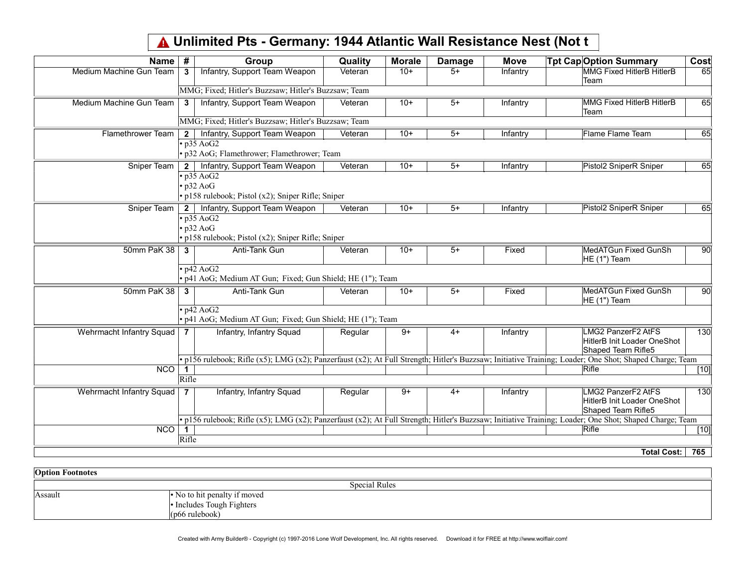# ⚠ Unlimited Pts - Germany: 1944 Atlantic Wall Resistance Nest (Not t

| Name | # | Group | Quality | Morale | Damage | Move | Tpt Cap | Option Summary | Cost |
|---|---|---|---|---|---|---|---|---|---|
| Medium Machine Gun Team | 3 | Infantry, Support Team Weapon | Veteran | 10+ | 5+ | Infantry | | MMG Fixed HitlerB HitlerB Team | 65 |
| | MMG; Fixed; Hitler's Buzzsaw; Hitler's Buzzsaw; Team | | | | | | | | |
| Medium Machine Gun Team | 3 | Infantry, Support Team Weapon | Veteran | 10+ | 5+ | Infantry | | MMG Fixed HitlerB HitlerB Team | 65 |
| | MMG; Fixed; Hitler's Buzzsaw; Hitler's Buzzsaw; Team | | | | | | | | |
| Flamethrower Team | 2 | Infantry, Support Team Weapon | Veteran | 10+ | 5+ | Infantry | | Flame Flame Team | 65 |
| | • p35 AoG2<br>• p32 AoG; Flamethrower; Flamethrower; Team | | | | | | | | |
| Sniper Team | 2 | Infantry, Support Team Weapon | Veteran | 10+ | 5+ | Infantry | | Pistol2 SniperR Sniper | 65 |
| | • p35 AoG2<br>• p32 AoG<br>• p158 rulebook; Pistol (x2); Sniper Rifle; Sniper | | | | | | | | |
| Sniper Team | 2 | Infantry, Support Team Weapon | Veteran | 10+ | 5+ | Infantry | | Pistol2 SniperR Sniper | 65 |
| | • p35 AoG2<br>• p32 AoG<br>• p158 rulebook; Pistol (x2); Sniper Rifle; Sniper | | | | | | | | |
| 50mm PaK 38 | 3 | Anti-Tank Gun | Veteran | 10+ | 5+ | Fixed | | MedATGun Fixed GunSh HE (1") Team | 90 |
| | • p42 AoG2<br>• p41 AoG; Medium AT Gun; Fixed; Gun Shield; HE (1"); Team | | | | | | | | |
| 50mm PaK 38 | 3 | Anti-Tank Gun | Veteran | 10+ | 5+ | Fixed | | MedATGun Fixed GunSh HE (1") Team | 90 |
| | • p42 AoG2<br>• p41 AoG; Medium AT Gun; Fixed; Gun Shield; HE (1"); Team | | | | | | | | |
| Wehrmacht Infantry Squad | 7 | Infantry, Infantry Squad | Regular | 9+ | 4+ | Infantry | | LMG2 PanzerF2 AtFS HitlerB Init Loader OneShot Shaped Team Rifle5 | 130 |
| | • p156 rulebook; Rifle (x5); LMG (x2); Panzerfaust (x2); At Full Strength; Hitler's Buzzsaw; Initiative Training; Loader; One Shot; Shaped Charge; Team | | | | | | | | |
| NCO | 1 | | | | | | | Rifle | [10] |
| | Rifle | | | | | | | | |
| Wehrmacht Infantry Squad | 7 | Infantry, Infantry Squad | Regular | 9+ | 4+ | Infantry | | LMG2 PanzerF2 AtFS HitlerB Init Loader OneShot Shaped Team Rifle5 | 130 |
| | • p156 rulebook; Rifle (x5); LMG (x2); Panzerfaust (x2); At Full Strength; Hitler's Buzzsaw; Initiative Training; Loader; One Shot; Shaped Charge; Team | | | | | | | | |
| NCO | 1 | | | | | | | Rifle | [10] |
| | Rifle | | | | | | | | |
| | | | | | | | | **Total Cost:** | **765** |

**Option Footnotes**

| Special Rules | |
|---|---|
| Assault | • No to hit penalty if moved<br>• Includes Tough Fighters<br>(p66 rulebook) |

Created with Army Builder® - Copyright (c) 1997-2016 Lone Wolf Development, Inc. All rights reserved. Download it for FREE at http://www.wolflair.com!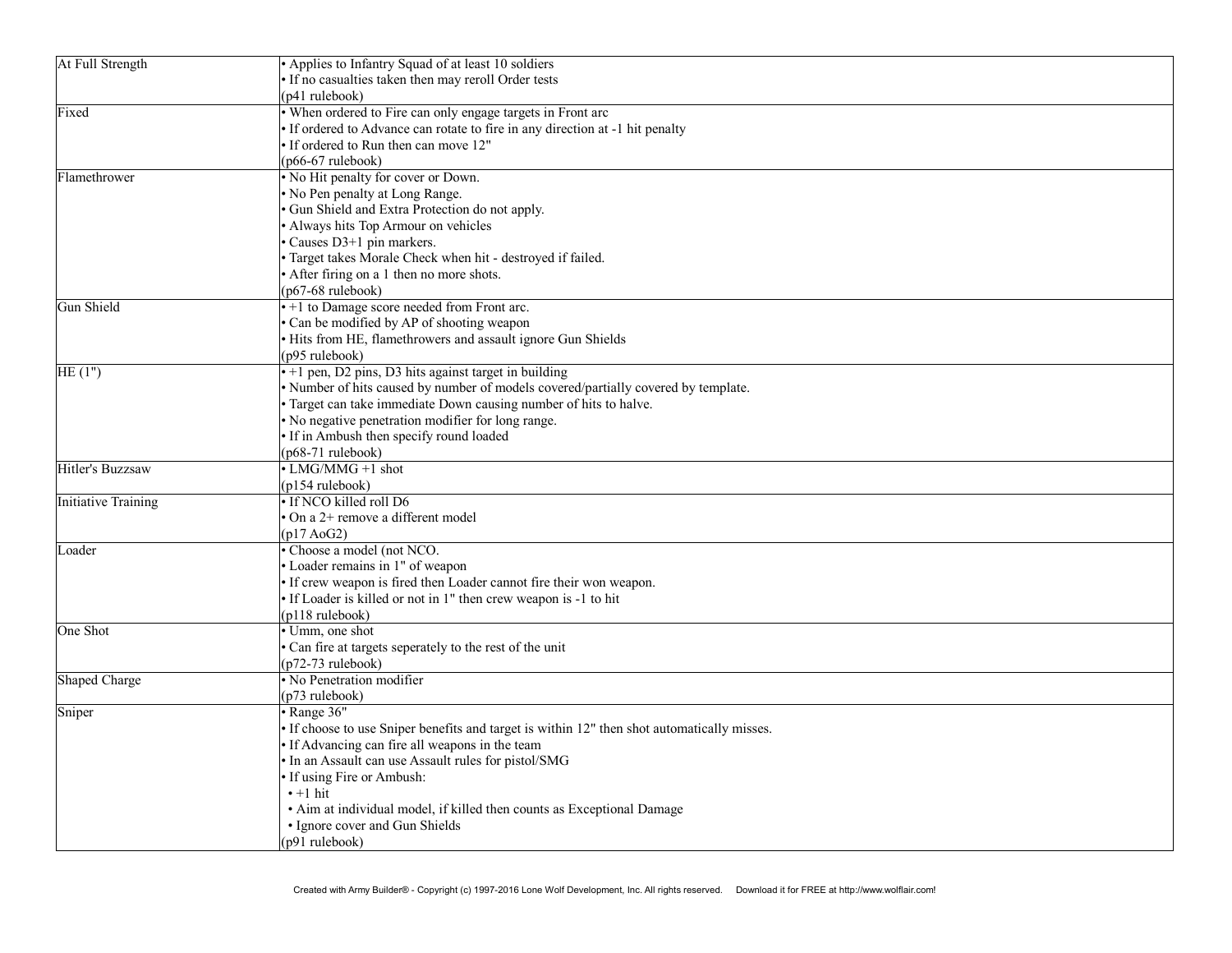| At Full Strength | • Applies to Infantry Squad of at least 10 soldiers<br>• If no casualties taken then may reroll Order tests<br>(p41 rulebook) |
|---|---|
| Fixed | • When ordered to Fire can only engage targets in Front arc<br>• If ordered to Advance can rotate to fire in any direction at -1 hit penalty<br>• If ordered to Run then can move 12"<br>(p66-67 rulebook) |
| Flamethrower | • No Hit penalty for cover or Down.<br>• No Pen penalty at Long Range.<br>• Gun Shield and Extra Protection do not apply.<br>• Always hits Top Armour on vehicles<br>• Causes D3+1 pin markers.<br>• Target takes Morale Check when hit - destroyed if failed.<br>• After firing on a 1 then no more shots.<br>(p67-68 rulebook) |
| Gun Shield | • +1 to Damage score needed from Front arc.<br>• Can be modified by AP of shooting weapon<br>• Hits from HE, flamethrowers and assault ignore Gun Shields<br>(p95 rulebook) |
| HE (1") | • +1 pen, D2 pins, D3 hits against target in building<br>• Number of hits caused by number of models covered/partially covered by template.<br>• Target can take immediate Down causing number of hits to halve.<br>• No negative penetration modifier for long range.<br>• If in Ambush then specify round loaded<br>(p68-71 rulebook) |
| Hitler's Buzzsaw | • LMG/MMG +1 shot<br>(p154 rulebook) |
| Initiative Training | • If NCO killed roll D6<br>• On a 2+ remove a different model<br>(p17 AoG2) |
| Loader | • Choose a model (not NCO.<br>• Loader remains in 1" of weapon<br>• If crew weapon is fired then Loader cannot fire their won weapon.<br>• If Loader is killed or not in 1" then crew weapon is -1 to hit<br>(p118 rulebook) |
| One Shot | • Umm, one shot<br>• Can fire at targets seperately to the rest of the unit<br>(p72-73 rulebook) |
| Shaped Charge | • No Penetration modifier<br>(p73 rulebook) |
| Sniper | • Range 36"<br>• If choose to use Sniper benefits and target is within 12" then shot automatically misses.<br>• If Advancing can fire all weapons in the team<br>• In an Assault can use Assault rules for pistol/SMG<br>• If using Fire or Ambush:<br>&nbsp;&nbsp;• +1 hit<br>&nbsp;&nbsp;• Aim at individual model, if killed then counts as Exceptional Damage<br>&nbsp;&nbsp;• Ignore cover and Gun Shields<br>(p91 rulebook) |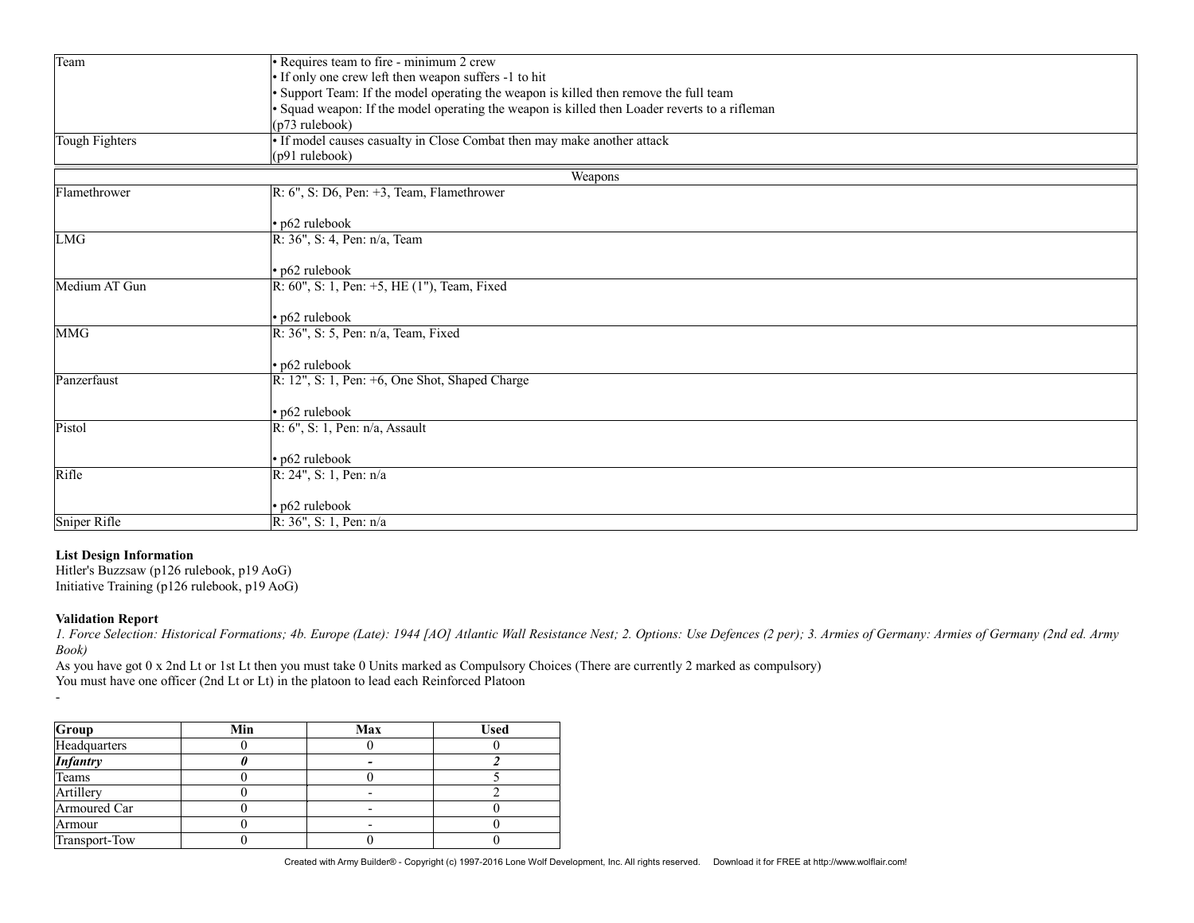| | |
|---|---|
| Team | • Requires team to fire - minimum 2 crew<br>• If only one crew left then weapon suffers -1 to hit<br>• Support Team: If the model operating the weapon is killed then remove the full team<br>• Squad weapon: If the model operating the weapon is killed then Loader reverts to a rifleman<br>(p73 rulebook) |
| Tough Fighters | • If model causes casualty in Close Combat then may make another attack<br>(p91 rulebook) |

| Weapons | |
|---|---|
| Flamethrower | R: 6", S: D6, Pen: +3, Team, Flamethrower<br><br>• p62 rulebook |
| LMG | R: 36", S: 4, Pen: n/a, Team<br><br>• p62 rulebook |
| Medium AT Gun | R: 60", S: 1, Pen: +5, HE (1"), Team, Fixed<br><br>• p62 rulebook |
| MMG | R: 36", S: 5, Pen: n/a, Team, Fixed<br><br>• p62 rulebook |
| Panzerfaust | R: 12", S: 1, Pen: +6, One Shot, Shaped Charge<br><br>• p62 rulebook |
| Pistol | R: 6", S: 1, Pen: n/a, Assault<br><br>• p62 rulebook |
| Rifle | R: 24", S: 1, Pen: n/a<br><br>• p62 rulebook |
| Sniper Rifle | R: 36", S: 1, Pen: n/a |

**List Design Information**
Hitler's Buzzsaw (p126 rulebook, p19 AoG)
Initiative Training (p126 rulebook, p19 AoG)

**Validation Report**
*1. Force Selection: Historical Formations; 4b. Europe (Late): 1944 [AO] Atlantic Wall Resistance Nest; 2. Options: Use Defences (2 per); 3. Armies of Germany: Armies of Germany (2nd ed. Army Book)*
As you have got 0 x 2nd Lt or 1st Lt then you must take 0 Units marked as Compulsory Choices (There are currently 2 marked as compulsory)
You must have one officer (2nd Lt or Lt) in the platoon to lead each Reinforced Platoon
-

| Group | Min | Max | Used |
|---|---|---|---|
| Headquarters | 0 | 0 | 0 |
| ***Infantry*** | ***0*** | ***-*** | ***2*** |
| Teams | 0 | 0 | 5 |
| Artillery | 0 | - | 2 |
| Armoured Car | 0 | - | 0 |
| Armour | 0 | - | 0 |
| Transport-Tow | 0 | 0 | 0 |

Created with Army Builder® - Copyright (c) 1997-2016 Lone Wolf Development, Inc. All rights reserved. Download it for FREE at http://www.wolflair.com!